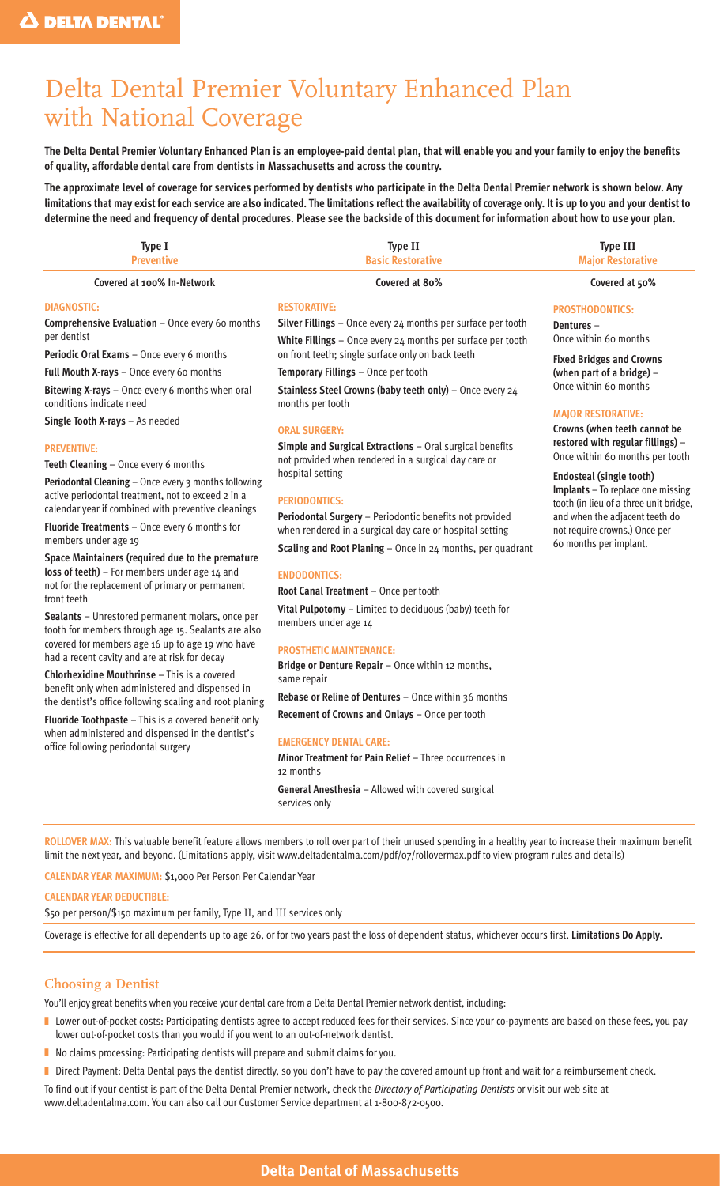# Delta Dental Premier Voluntary Enhanced Plan with National Coverage

**The Delta Dental Premier Voluntary Enhanced Plan is an employee-paid dental plan, that will enable you and your family to enjoy the benefits of quality, affordable dental care from dentists in Massachusetts and across the country.**

**The approximate level of coverage for services performed by dentists who participate in the Delta Dental Premier network is shown below. Any limitations that may exist for each service are also indicated. The limitations reflect the availability of coverage only. It is up to you and your dentist to determine the need and frequency of dental procedures. Please see the backside of this document for information about how to use your plan.**

| Type I Preventive | Type II Basic Restorative | Type III Major Restorative |
|---|---|---|
| Covered at 100% In-Network | Covered at 80% | Covered at 50% |

## Type I – Preventive

### DIAGNOSTIC:

**Comprehensive Evaluation** – Once every 60 months per dentist

**Periodic Oral Exams** – Once every 6 months

**Full Mouth X-rays** – Once every 60 months

**Bitewing X-rays** – Once every 6 months when oral conditions indicate need

**Single Tooth X-rays** – As needed

### PREVENTIVE:

**Teeth Cleaning** – Once every 6 months

**Periodontal Cleaning** – Once every 3 months following active periodontal treatment, not to exceed 2 in a calendar year if combined with preventive cleanings

**Fluoride Treatments** – Once every 6 months for members under age 19

**Space Maintainers (required due to the premature loss of teeth)** – For members under age 14 and not for the replacement of primary or permanent front teeth

**Sealants** – Unrestored permanent molars, once per tooth for members through age 15. Sealants are also covered for members age 16 up to age 19 who have had a recent cavity and are at risk for decay

**Chlorhexidine Mouthrinse** – This is a covered benefit only when administered and dispensed in the dentist's office following scaling and root planing

**Fluoride Toothpaste** – This is a covered benefit only when administered and dispensed in the dentist's office following periodontal surgery

## Type II – Basic Restorative

### RESTORATIVE:

**Silver Fillings** – Once every 24 months per surface per tooth

**White Fillings** – Once every 24 months per surface per tooth on front teeth; single surface only on back teeth

**Temporary Fillings** – Once per tooth

**Stainless Steel Crowns (baby teeth only)** – Once every 24 months per tooth

### ORAL SURGERY:

**Simple and Surgical Extractions** – Oral surgical benefits not provided when rendered in a surgical day care or hospital setting

### PERIODONTICS:

**Periodontal Surgery** – Periodontic benefits not provided when rendered in a surgical day care or hospital setting

**Scaling and Root Planing** – Once in 24 months, per quadrant

### ENDODONTICS:

**Root Canal Treatment** – Once per tooth

**Vital Pulpotomy** – Limited to deciduous (baby) teeth for members under age 14

### PROSTHETIC MAINTENANCE:

**Bridge or Denture Repair** – Once within 12 months, same repair

**Rebase or Reline of Dentures** – Once within 36 months

**Recement of Crowns and Onlays** – Once per tooth

### EMERGENCY DENTAL CARE:

**Minor Treatment for Pain Relief** – Three occurrences in 12 months

**General Anesthesia** – Allowed with covered surgical services only

## Type III – Major Restorative

### PROSTHODONTICS:

**Dentures** – Once within 60 months

**Fixed Bridges and Crowns (when part of a bridge)** – Once within 60 months

### MAJOR RESTORATIVE:

**Crowns (when teeth cannot be restored with regular fillings)** – Once within 60 months per tooth

**Endosteal (single tooth) Implants** – To replace one missing tooth (in lieu of a three unit bridge, and when the adjacent teeth do not require crowns.) Once per 60 months per implant.

---

**ROLLOVER MAX:** This valuable benefit feature allows members to roll over part of their unused spending in a healthy year to increase their maximum benefit limit the next year, and beyond. (Limitations apply, visit www.deltadentalma.com/pdf/07/rollovermax.pdf to view program rules and details)

**CALENDAR YEAR MAXIMUM:** $1,000 Per Person Per Calendar Year

**CALENDAR YEAR DEDUCTIBLE:**

$50 per person/$150 maximum per family, Type II, and III services only

Coverage is effective for all dependents up to age 26, or for two years past the loss of dependent status, whichever occurs first. **Limitations Do Apply.**

## Choosing a Dentist

You'll enjoy great benefits when you receive your dental care from a Delta Dental Premier network dentist, including:

- Lower out-of-pocket costs: Participating dentists agree to accept reduced fees for their services. Since your co-payments are based on these fees, you pay lower out-of-pocket costs than you would if you went to an out-of-network dentist.
- No claims processing: Participating dentists will prepare and submit claims for you.
- Direct Payment: Delta Dental pays the dentist directly, so you don't have to pay the covered amount up front and wait for a reimbursement check.

To find out if your dentist is part of the Delta Dental Premier network, check the *Directory of Participating Dentists* or visit our web site at www.deltadentalma.com. You can also call our Customer Service department at 1-800-872-0500.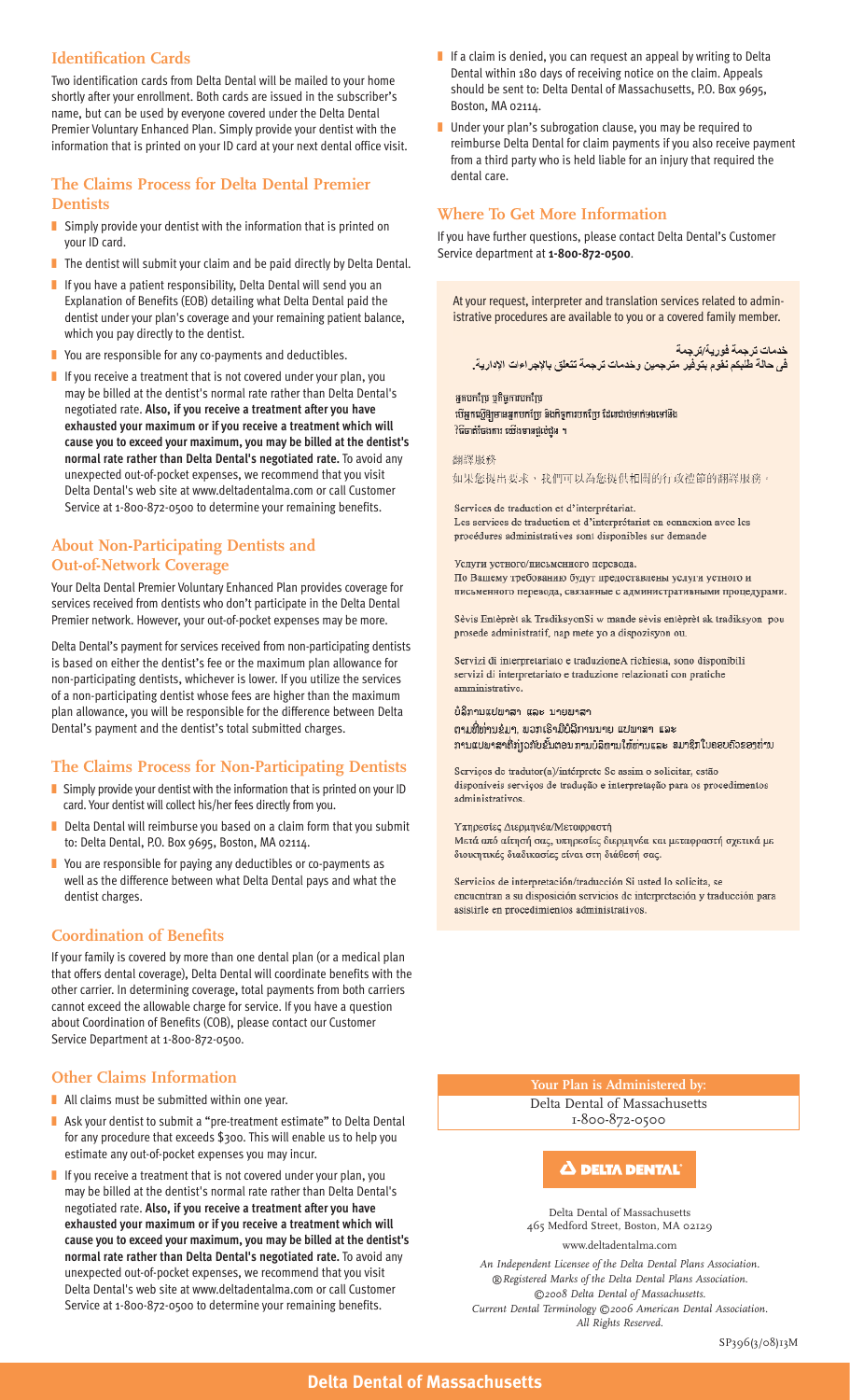## Identification Cards

Two identification cards from Delta Dental will be mailed to your home shortly after your enrollment. Both cards are issued in the subscriber's name, but can be used by everyone covered under the Delta Dental Premier Voluntary Enhanced Plan. Simply provide your dentist with the information that is printed on your ID card at your next dental office visit.

## The Claims Process for Delta Dental Premier Dentists

- Simply provide your dentist with the information that is printed on your ID card.
- The dentist will submit your claim and be paid directly by Delta Dental.
- If you have a patient responsibility, Delta Dental will send you an Explanation of Benefits (EOB) detailing what Delta Dental paid the dentist under your plan's coverage and your remaining patient balance, which you pay directly to the dentist.
- You are responsible for any co-payments and deductibles.
- If you receive a treatment that is not covered under your plan, you may be billed at the dentist's normal rate rather than Delta Dental's negotiated rate. **Also, if you receive a treatment after you have exhausted your maximum or if you receive a treatment which will cause you to exceed your maximum, you may be billed at the dentist's normal rate rather than Delta Dental's negotiated rate.** To avoid any unexpected out-of-pocket expenses, we recommend that you visit Delta Dental's web site at www.deltadentalma.com or call Customer Service at 1-800-872-0500 to determine your remaining benefits.

## About Non-Participating Dentists and Out-of-Network Coverage

Your Delta Dental Premier Voluntary Enhanced Plan provides coverage for services received from dentists who don't participate in the Delta Dental Premier network. However, your out-of-pocket expenses may be more.

Delta Dental's payment for services received from non-participating dentists is based on either the dentist's fee or the maximum plan allowance for non-participating dentists, whichever is lower. If you utilize the services of a non-participating dentist whose fees are higher than the maximum plan allowance, you will be responsible for the difference between Delta Dental's payment and the dentist's total submitted charges.

## The Claims Process for Non-Participating Dentists

- Simply provide your dentist with the information that is printed on your ID card. Your dentist will collect his/her fees directly from you.
- Delta Dental will reimburse you based on a claim form that you submit to: Delta Dental, P.O. Box 9695, Boston, MA 02114.
- You are responsible for paying any deductibles or co-payments as well as the difference between what Delta Dental pays and what the dentist charges.

## Coordination of Benefits

If your family is covered by more than one dental plan (or a medical plan that offers dental coverage), Delta Dental will coordinate benefits with the other carrier. In determining coverage, total payments from both carriers cannot exceed the allowable charge for service. If you have a question about Coordination of Benefits (COB), please contact our Customer Service Department at 1-800-872-0500.

## Other Claims Information

- All claims must be submitted within one year.
- Ask your dentist to submit a "pre-treatment estimate" to Delta Dental for any procedure that exceeds $300. This will enable us to help you estimate any out-of-pocket expenses you may incur.
- If you receive a treatment that is not covered under your plan, you may be billed at the dentist's normal rate rather than Delta Dental's negotiated rate. **Also, if you receive a treatment after you have exhausted your maximum or if you receive a treatment which will cause you to exceed your maximum, you may be billed at the dentist's normal rate rather than Delta Dental's negotiated rate.** To avoid any unexpected out-of-pocket expenses, we recommend that you visit Delta Dental's web site at www.deltadentalma.com or call Customer Service at 1-800-872-0500 to determine your remaining benefits.
- If a claim is denied, you can request an appeal by writing to Delta Dental within 180 days of receiving notice on the claim. Appeals should be sent to: Delta Dental of Massachusetts, P.O. Box 9695, Boston, MA 02114.
- Under your plan's subrogation clause, you may be required to reimburse Delta Dental for claim payments if you also receive payment from a third party who is held liable for an injury that required the dental care.

## Where To Get More Information

If you have further questions, please contact Delta Dental's Customer Service department at **1-800-872-0500**.

At your request, interpreter and translation services related to administrative procedures are available to you or a covered family member.

خدمات ترجمة فورية/ترجمة
في حالة طلبكم نقوم بتوفير مترجمين وخدمات ترجمة تتعلق بالإجراءات الإدارية.

អ្នកបកប្រែ ឬអ្នកបកប្រែ
បើអ្នកស្នើសុំ អ្នកបកប្រែ និងការបកប្រែ ដែលទាក់ទងនឹងនីតិវិធីរដ្ឋបាល នឹងមានសំរាប់អ្នក ។

翻譯服務
如果您提出要求，我們可以為您提供相關的行政程序的翻譯服務。

Services de traduction et d'interprétariat.
Les services de traduction et d'interprétariat en connexion avec les procédures administratives sont disponibles sur demande

Услуги устного/письменного перевода.
По Вашему требованию будут предоставлены услуги устного и письменного перевода, связанные с административными процедурами.

Sèvis Entèprèt ak TradiksyonSi w mande sèvis entèprèt ak tradiksyon pou prosede administratif, nap mete yo a dispozisyon ou.

Servizi di interpretariato e traduzioneA richiesta, sono disponibili servizi di interpretariato e traduzione relazionati con pratiche amministrative.

ບໍລິການແປພາສາ ແລະ ນາຍພາສາ
ຕາມທີ່ທ່ານຂໍມາ, ພວກເຮົາມີບໍລິການນາຍ ແປພາສາ ແລະ ການແປພາສາທີ່ກ່ຽວກັບຂັ້ນຕອນການບໍລິຫານໃຫ້ທ່ານແລະ ສະມາຊິກໃນຄອບຄົວຂອງທ່ານ

Serviços de tradutor(a)/intérprete Se assim o solicitar, estão disponíveis serviços de tradução e interpretação para os procedimentos administrativos.

Υπηρεσίες Διερμηνέα/Μεταφραστή
Μετά από αίτησή σας, υπηρεσίες διερμηνέα και μεταφραστή σχετικά με διοικητικές διαδικασίες είναι στη διάθεσή σας.

Servicios de interpretación/traducción Si usted lo solicita, se encuentran a su disposición servicios de interpretación y traducción para asistirle en procedimientos administrativos.

**Your Plan is Administered by:**
Delta Dental of Massachusetts
1-800-872-0500

DELTA DENTAL®

Delta Dental of Massachusetts
465 Medford Street, Boston, MA 02129
www.deltadentalma.com

*An Independent Licensee of the Delta Dental Plans Association.*
*® Registered Marks of the Delta Dental Plans Association.*
*©2008 Delta Dental of Massachusetts.*
*Current Dental Terminology ©2006 American Dental Association.*
*All Rights Reserved.*

SP396(3/08)13M

**Delta Dental of Massachusetts**